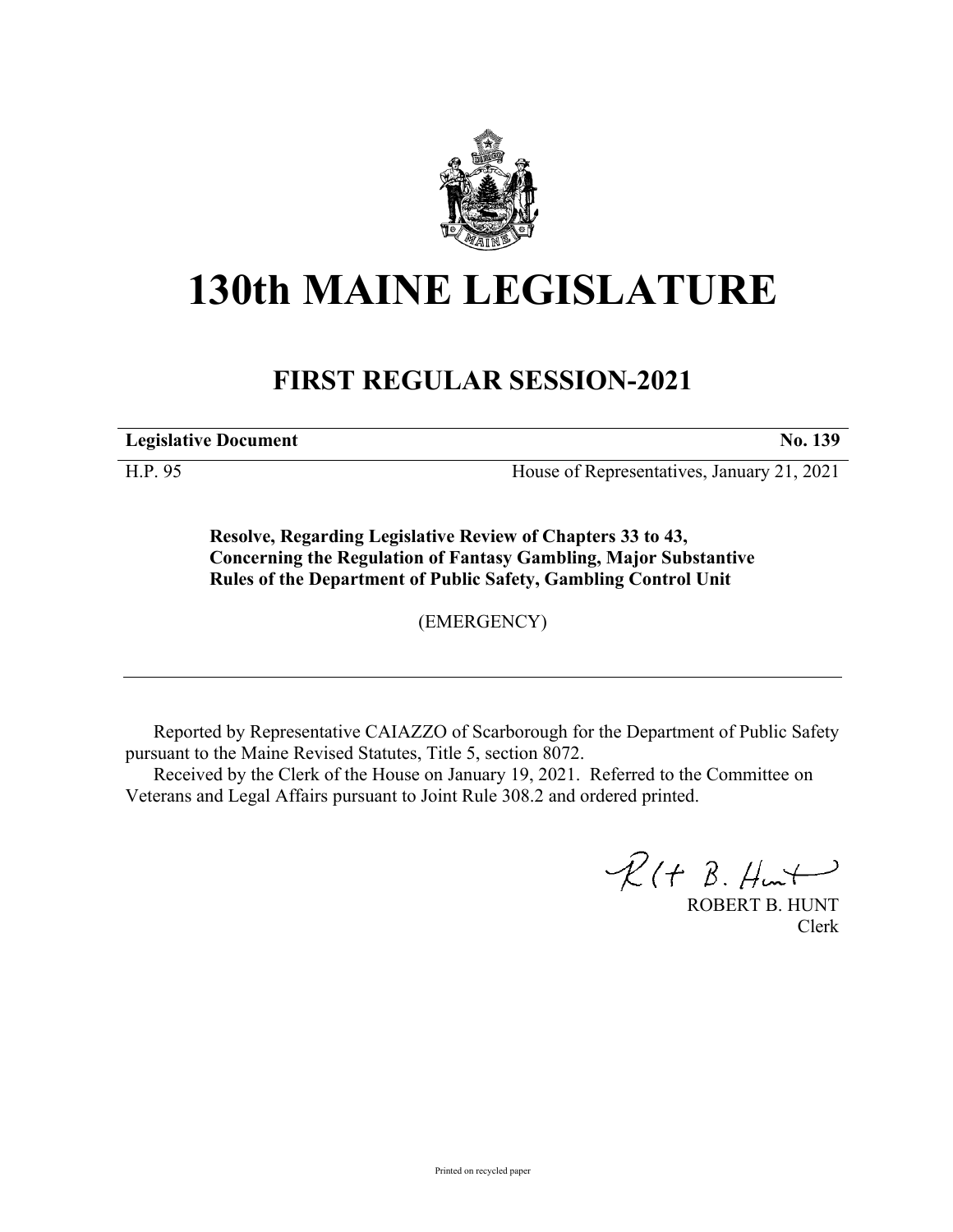# 130th MAINE LEGISLATURE

## FIRST REGULAR SESSION-2021

| **Legislative Document** | **No. 139** |
|---|---|
| H.P. 95 | House of Representatives, January 21, 2021 |

**Resolve, Regarding Legislative Review of Chapters 33 to 43, Concerning the Regulation of Fantasy Gambling, Major Substantive Rules of the Department of Public Safety, Gambling Control Unit**

(EMERGENCY)

---

Reported by Representative CAIAZZO of Scarborough for the Department of Public Safety pursuant to the Maine Revised Statutes, Title 5, section 8072.

Received by the Clerk of the House on January 19, 2021. Referred to the Committee on Veterans and Legal Affairs pursuant to Joint Rule 308.2 and ordered printed.

ROBERT B. HUNT
Clerk

Printed on recycled paper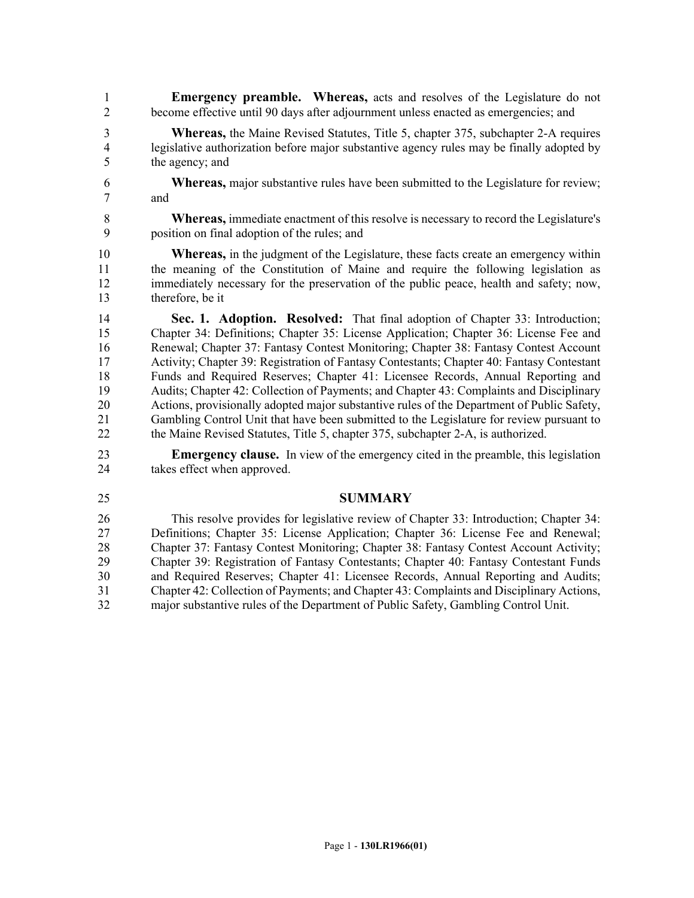**Emergency preamble. Whereas,** acts and resolves of the Legislature do not become effective until 90 days after adjournment unless enacted as emergencies; and

**Whereas,** the Maine Revised Statutes, Title 5, chapter 375, subchapter 2-A requires legislative authorization before major substantive agency rules may be finally adopted by the agency; and

**Whereas,** major substantive rules have been submitted to the Legislature for review; and

**Whereas,** immediate enactment of this resolve is necessary to record the Legislature's position on final adoption of the rules; and

**Whereas,** in the judgment of the Legislature, these facts create an emergency within the meaning of the Constitution of Maine and require the following legislation as immediately necessary for the preservation of the public peace, health and safety; now, therefore, be it

**Sec. 1. Adoption. Resolved:** That final adoption of Chapter 33: Introduction; Chapter 34: Definitions; Chapter 35: License Application; Chapter 36: License Fee and Renewal; Chapter 37: Fantasy Contest Monitoring; Chapter 38: Fantasy Contest Account Activity; Chapter 39: Registration of Fantasy Contestants; Chapter 40: Fantasy Contestant Funds and Required Reserves; Chapter 41: Licensee Records, Annual Reporting and Audits; Chapter 42: Collection of Payments; and Chapter 43: Complaints and Disciplinary Actions, provisionally adopted major substantive rules of the Department of Public Safety, Gambling Control Unit that have been submitted to the Legislature for review pursuant to the Maine Revised Statutes, Title 5, chapter 375, subchapter 2-A, is authorized.

**Emergency clause.** In view of the emergency cited in the preamble, this legislation takes effect when approved.

## SUMMARY

This resolve provides for legislative review of Chapter 33: Introduction; Chapter 34: Definitions; Chapter 35: License Application; Chapter 36: License Fee and Renewal; Chapter 37: Fantasy Contest Monitoring; Chapter 38: Fantasy Contest Account Activity; Chapter 39: Registration of Fantasy Contestants; Chapter 40: Fantasy Contestant Funds and Required Reserves; Chapter 41: Licensee Records, Annual Reporting and Audits; Chapter 42: Collection of Payments; and Chapter 43: Complaints and Disciplinary Actions, major substantive rules of the Department of Public Safety, Gambling Control Unit.